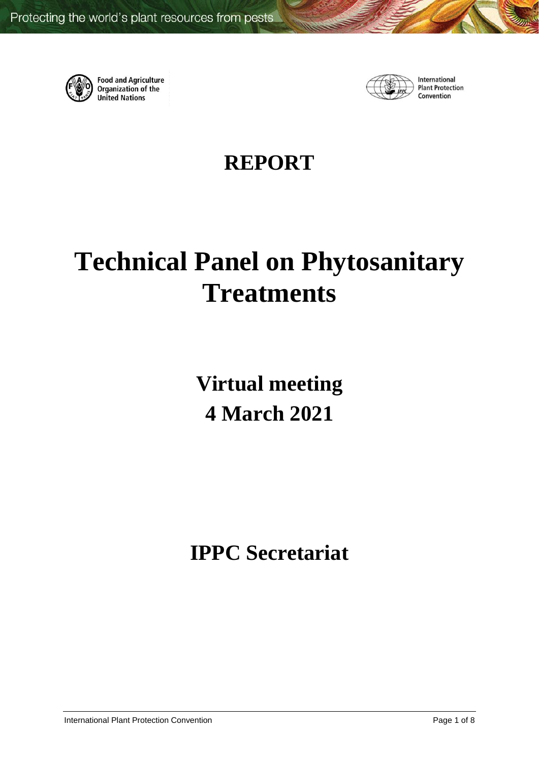Protecting the world's plant resources from pests

Food and Agriculture Organization of the United Nations

International Plant Protection Convention

# REPORT

# Technical Panel on Phytosanitary Treatments

## Virtual meeting
## 4 March 2021

## IPPC Secretariat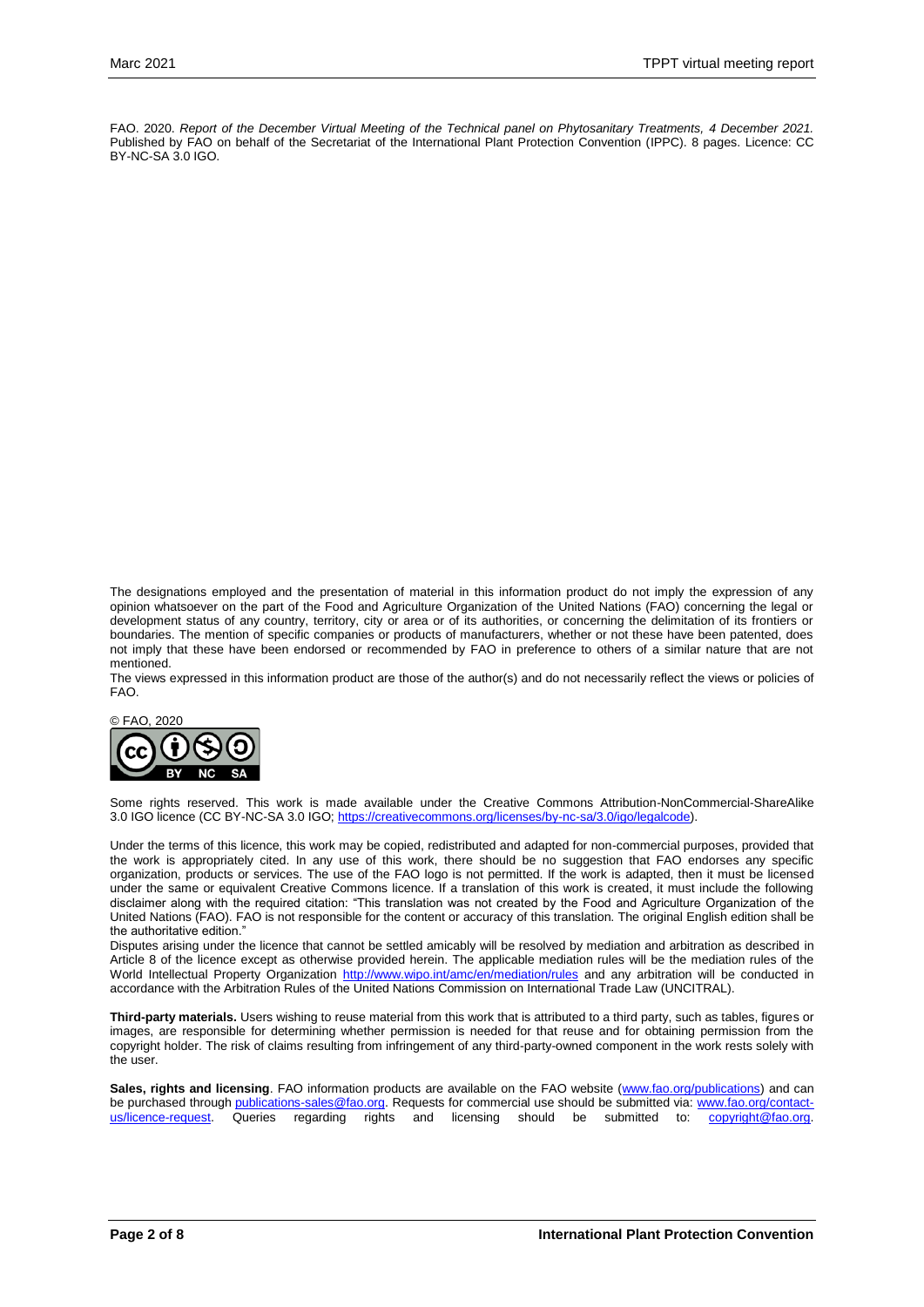FAO. 2020. *Report of the December Virtual Meeting of the Technical panel on Phytosanitary Treatments, 4 December 2021.* Published by FAO on behalf of the Secretariat of the International Plant Protection Convention (IPPC). 8 pages. Licence: CC BY-NC-SA 3.0 IGO.

The designations employed and the presentation of material in this information product do not imply the expression of any opinion whatsoever on the part of the Food and Agriculture Organization of the United Nations (FAO) concerning the legal or development status of any country, territory, city or area or of its authorities, or concerning the delimitation of its frontiers or boundaries. The mention of specific companies or products of manufacturers, whether or not these have been patented, does not imply that these have been endorsed or recommended by FAO in preference to others of a similar nature that are not mentioned.

The views expressed in this information product are those of the author(s) and do not necessarily reflect the views or policies of FAO.

© FAO, 2020

Some rights reserved. This work is made available under the Creative Commons Attribution-NonCommercial-ShareAlike 3.0 IGO licence (CC BY-NC-SA 3.0 IGO; https://creativecommons.org/licenses/by-nc-sa/3.0/igo/legalcode).

Under the terms of this licence, this work may be copied, redistributed and adapted for non-commercial purposes, provided that the work is appropriately cited. In any use of this work, there should be no suggestion that FAO endorses any specific organization, products or services. The use of the FAO logo is not permitted. If the work is adapted, then it must be licensed under the same or equivalent Creative Commons licence. If a translation of this work is created, it must include the following disclaimer along with the required citation: "This translation was not created by the Food and Agriculture Organization of the United Nations (FAO). FAO is not responsible for the content or accuracy of this translation. The original English edition shall be the authoritative edition."

Disputes arising under the licence that cannot be settled amicably will be resolved by mediation and arbitration as described in Article 8 of the licence except as otherwise provided herein. The applicable mediation rules will be the mediation rules of the World Intellectual Property Organization http://www.wipo.int/amc/en/mediation/rules and any arbitration will be conducted in accordance with the Arbitration Rules of the United Nations Commission on International Trade Law (UNCITRAL).

**Third-party materials.** Users wishing to reuse material from this work that is attributed to a third party, such as tables, figures or images, are responsible for determining whether permission is needed for that reuse and for obtaining permission from the copyright holder. The risk of claims resulting from infringement of any third-party-owned component in the work rests solely with the user.

**Sales, rights and licensing**. FAO information products are available on the FAO website (www.fao.org/publications) and can be purchased through publications-sales@fao.org. Requests for commercial use should be submitted via: www.fao.org/contact-us/licence-request. Queries regarding rights and licensing should be submitted to: copyright@fao.org.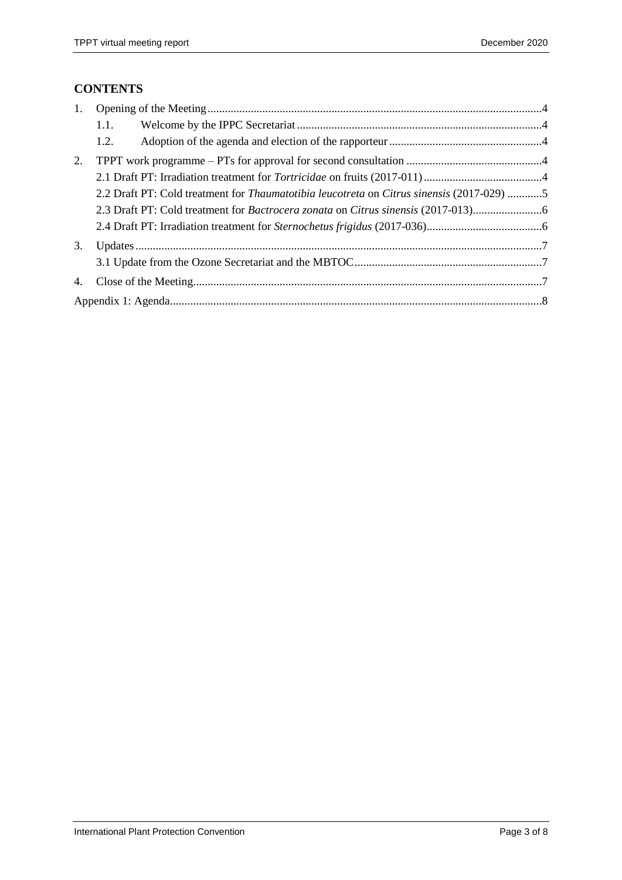# CONTENTS

1. Opening of the Meeting ... 4
   - 1.1. Welcome by the IPPC Secretariat ... 4
   - 1.2. Adoption of the agenda and election of the rapporteur ... 4
2. TPPT work programme – PTs for approval for second consultation ... 4
   - 2.1 Draft PT: Irradiation treatment for *Tortricidae* on fruits (2017-011) ... 4
   - 2.2 Draft PT: Cold treatment for *Thaumatotibia leucotreta* on *Citrus sinensis* (2017-029) ... 5
   - 2.3 Draft PT: Cold treatment for *Bactrocera zonata* on *Citrus sinensis* (2017-013) ... 6
   - 2.4 Draft PT: Irradiation treatment for *Sternochetus frigidus* (2017-036) ... 6
3. Updates ... 7
   - 3.1 Update from the Ozone Secretariat and the MBTOC ... 7
4. Close of the Meeting ... 7

Appendix 1: Agenda ... 8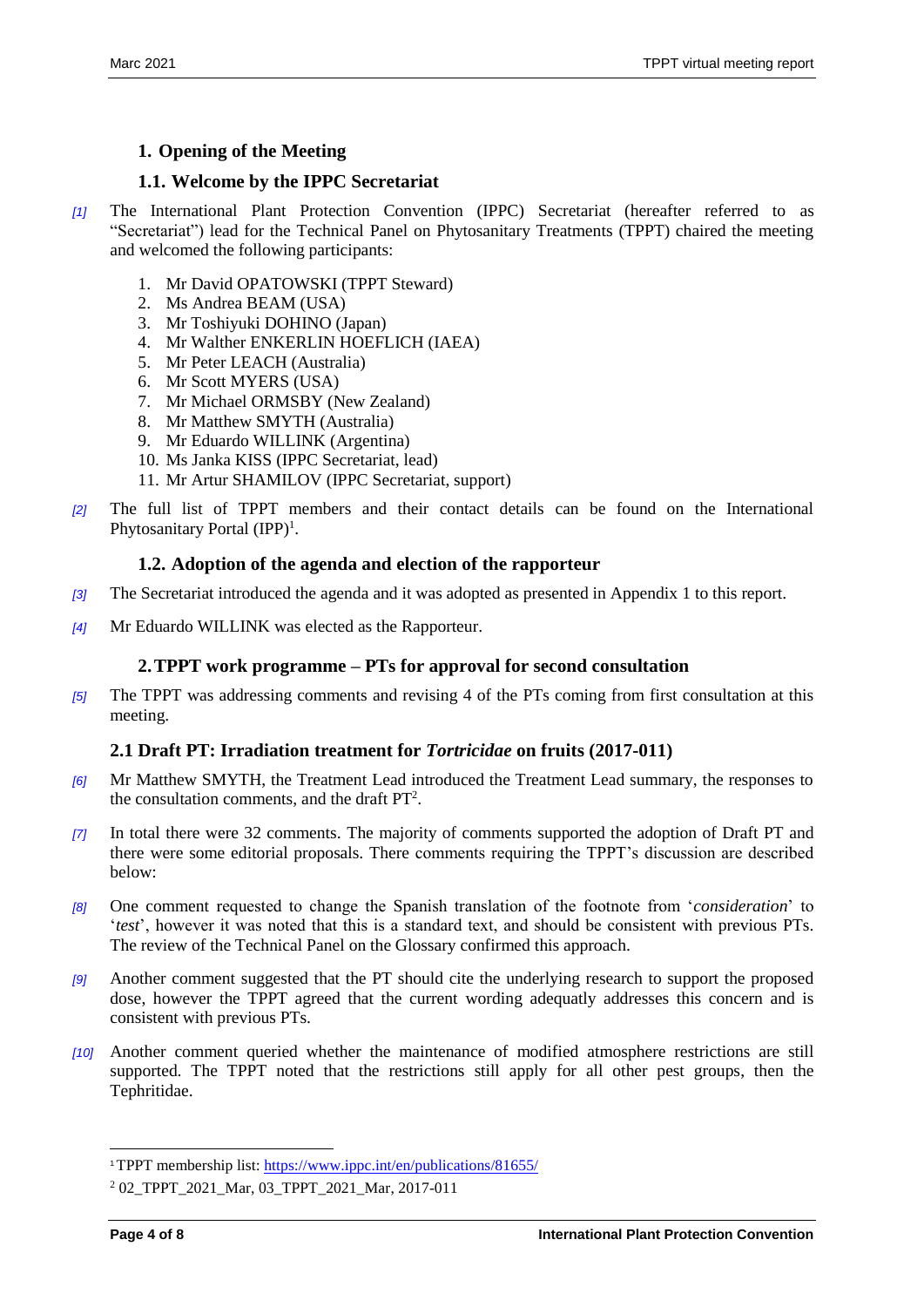## 1. Opening of the Meeting

### 1.1. Welcome by the IPPC Secretariat

*[1]* The International Plant Protection Convention (IPPC) Secretariat (hereafter referred to as "Secretariat") lead for the Technical Panel on Phytosanitary Treatments (TPPT) chaired the meeting and welcomed the following participants:

1. Mr David OPATOWSKI (TPPT Steward)
2. Ms Andrea BEAM (USA)
3. Mr Toshiyuki DOHINO (Japan)
4. Mr Walther ENKERLIN HOEFLICH (IAEA)
5. Mr Peter LEACH (Australia)
6. Mr Scott MYERS (USA)
7. Mr Michael ORMSBY (New Zealand)
8. Mr Matthew SMYTH (Australia)
9. Mr Eduardo WILLINK (Argentina)
10. Ms Janka KISS (IPPC Secretariat, lead)
11. Mr Artur SHAMILOV (IPPC Secretariat, support)

*[2]* The full list of TPPT members and their contact details can be found on the International Phytosanitary Portal (IPP)[1].

### 1.2. Adoption of the agenda and election of the rapporteur

*[3]* The Secretariat introduced the agenda and it was adopted as presented in Appendix 1 to this report.

*[4]* Mr Eduardo WILLINK was elected as the Rapporteur.

## 2. TPPT work programme – PTs for approval for second consultation

*[5]* The TPPT was addressing comments and revising 4 of the PTs coming from first consultation at this meeting.

### 2.1 Draft PT: Irradiation treatment for *Tortricidae* on fruits (2017-011)

*[6]* Mr Matthew SMYTH, the Treatment Lead introduced the Treatment Lead summary, the responses to the consultation comments, and the draft PT[2].

*[7]* In total there were 32 comments. The majority of comments supported the adoption of Draft PT and there were some editorial proposals. There comments requiring the TPPT's discussion are described below:

*[8]* One comment requested to change the Spanish translation of the footnote from '*consideration*' to '*test*', however it was noted that this is a standard text, and should be consistent with previous PTs. The review of the Technical Panel on the Glossary confirmed this approach.

*[9]* Another comment suggested that the PT should cite the underlying research to support the proposed dose, however the TPPT agreed that the current wording adequatly addresses this concern and is consistent with previous PTs.

*[10]* Another comment queried whether the maintenance of modified atmosphere restrictions are still supported. The TPPT noted that the restrictions still apply for all other pest groups, then the Tephritidae.

---

[1] TPPT membership list: https://www.ippc.int/en/publications/81655/

[2] 02_TPPT_2021_Mar, 03_TPPT_2021_Mar, 2017-011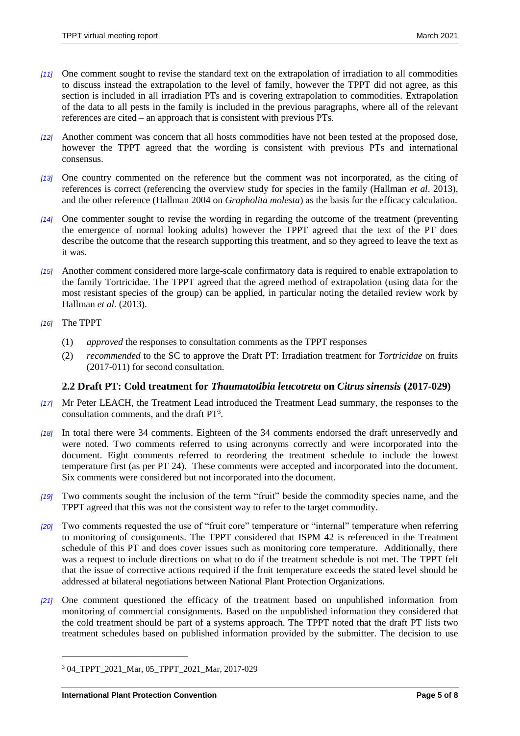*[11]* One comment sought to revise the standard text on the extrapolation of irradiation to all commodities to discuss instead the extrapolation to the level of family, however the TPPT did not agree, as this section is included in all irradiation PTs and is covering extrapolation to commodities. Extrapolation of the data to all pests in the family is included in the previous paragraphs, where all of the relevant references are cited – an approach that is consistent with previous PTs.

*[12]* Another comment was concern that all hosts commodities have not been tested at the proposed dose, however the TPPT agreed that the wording is consistent with previous PTs and international consensus.

*[13]* One country commented on the reference but the comment was not incorporated, as the citing of references is correct (referencing the overview study for species in the family (Hallman *et al*. 2013), and the other reference (Hallman 2004 on *Grapholita molesta*) as the basis for the efficacy calculation.

*[14]* One commenter sought to revise the wording in regarding the outcome of the treatment (preventing the emergence of normal looking adults) however the TPPT agreed that the text of the PT does describe the outcome that the research supporting this treatment, and so they agreed to leave the text as it was.

*[15]* Another comment considered more large-scale confirmatory data is required to enable extrapolation to the family Tortricidae. The TPPT agreed that the agreed method of extrapolation (using data for the most resistant species of the group) can be applied, in particular noting the detailed review work by Hallman *et al.* (2013).

*[16]* The TPPT

(1) *approved* the responses to consultation comments as the TPPT responses
(2) *recommended* to the SC to approve the Draft PT: Irradiation treatment for *Tortricidae* on fruits (2017-011) for second consultation.

### 2.2 Draft PT: Cold treatment for *Thaumatotibia leucotreta* on *Citrus sinensis* (2017-029)

*[17]* Mr Peter LEACH, the Treatment Lead introduced the Treatment Lead summary, the responses to the consultation comments, and the draft PT[3].

*[18]* In total there were 34 comments. Eighteen of the 34 comments endorsed the draft unreservedly and were noted. Two comments referred to using acronyms correctly and were incorporated into the document. Eight comments referred to reordering the treatment schedule to include the lowest temperature first (as per PT 24). These comments were accepted and incorporated into the document. Six comments were considered but not incorporated into the document.

*[19]* Two comments sought the inclusion of the term "fruit" beside the commodity species name, and the TPPT agreed that this was not the consistent way to refer to the target commodity.

*[20]* Two comments requested the use of "fruit core" temperature or "internal" temperature when referring to monitoring of consignments. The TPPT considered that ISPM 42 is referenced in the Treatment schedule of this PT and does cover issues such as monitoring core temperature. Additionally, there was a request to include directions on what to do if the treatment schedule is not met. The TPPT felt that the issue of corrective actions required if the fruit temperature exceeds the stated level should be addressed at bilateral negotiations between National Plant Protection Organizations.

*[21]* One comment questioned the efficacy of the treatment based on unpublished information from monitoring of commercial consignments. Based on the unpublished information they considered that the cold treatment should be part of a systems approach. The TPPT noted that the draft PT lists two treatment schedules based on published information provided by the submitter. The decision to use

[3] 04_TPPT_2021_Mar, 05_TPPT_2021_Mar, 2017-029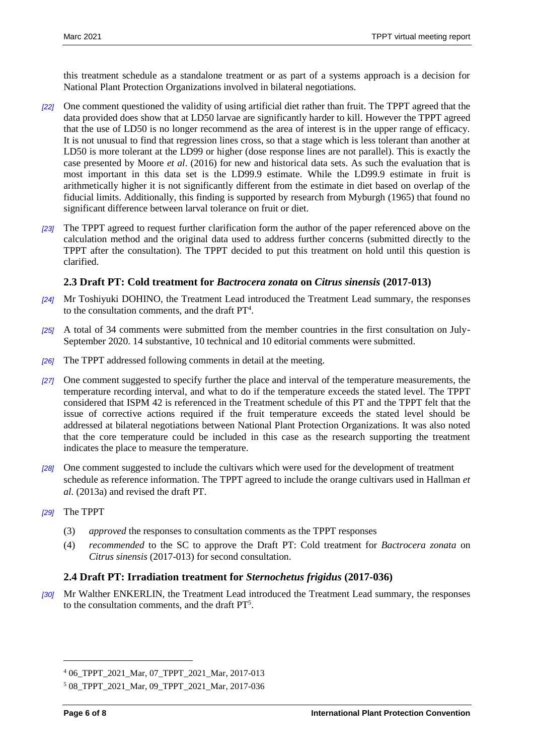this treatment schedule as a standalone treatment or as part of a systems approach is a decision for National Plant Protection Organizations involved in bilateral negotiations.

*[22]* One comment questioned the validity of using artificial diet rather than fruit. The TPPT agreed that the data provided does show that at LD50 larvae are significantly harder to kill. However the TPPT agreed that the use of LD50 is no longer recommend as the area of interest is in the upper range of efficacy. It is not unusual to find that regression lines cross, so that a stage which is less tolerant than another at LD50 is more tolerant at the LD99 or higher (dose response lines are not parallel). This is exactly the case presented by Moore *et al*. (2016) for new and historical data sets. As such the evaluation that is most important in this data set is the LD99.9 estimate. While the LD99.9 estimate in fruit is arithmetically higher it is not significantly different from the estimate in diet based on overlap of the fiducial limits. Additionally, this finding is supported by research from Myburgh (1965) that found no significant difference between larval tolerance on fruit or diet.

*[23]* The TPPT agreed to request further clarification form the author of the paper referenced above on the calculation method and the original data used to address further concerns (submitted directly to the TPPT after the consultation). The TPPT decided to put this treatment on hold until this question is clarified.

### 2.3 Draft PT: Cold treatment for *Bactrocera zonata* on *Citrus sinensis* (2017-013)

*[24]* Mr Toshiyuki DOHINO, the Treatment Lead introduced the Treatment Lead summary, the responses to the consultation comments, and the draft PT[4].

*[25]* A total of 34 comments were submitted from the member countries in the first consultation on July-September 2020. 14 substantive, 10 technical and 10 editorial comments were submitted.

*[26]* The TPPT addressed following comments in detail at the meeting.

*[27]* One comment suggested to specify further the place and interval of the temperature measurements, the temperature recording interval, and what to do if the temperature exceeds the stated level. The TPPT considered that ISPM 42 is referenced in the Treatment schedule of this PT and the TPPT felt that the issue of corrective actions required if the fruit temperature exceeds the stated level should be addressed at bilateral negotiations between National Plant Protection Organizations. It was also noted that the core temperature could be included in this case as the research supporting the treatment indicates the place to measure the temperature.

*[28]* One comment suggested to include the cultivars which were used for the development of treatment schedule as reference information. The TPPT agreed to include the orange cultivars used in Hallman *et al*. (2013a) and revised the draft PT.

*[29]* The TPPT

(3) *approved* the responses to consultation comments as the TPPT responses

(4) *recommended* to the SC to approve the Draft PT: Cold treatment for *Bactrocera zonata* on *Citrus sinensis* (2017-013) for second consultation.

### 2.4 Draft PT: Irradiation treatment for *Sternochetus frigidus* (2017-036)

*[30]* Mr Walther ENKERLIN, the Treatment Lead introduced the Treatment Lead summary, the responses to the consultation comments, and the draft PT[5].

---

[4] 06_TPPT_2021_Mar, 07_TPPT_2021_Mar, 2017-013

[5] 08_TPPT_2021_Mar, 09_TPPT_2021_Mar, 2017-036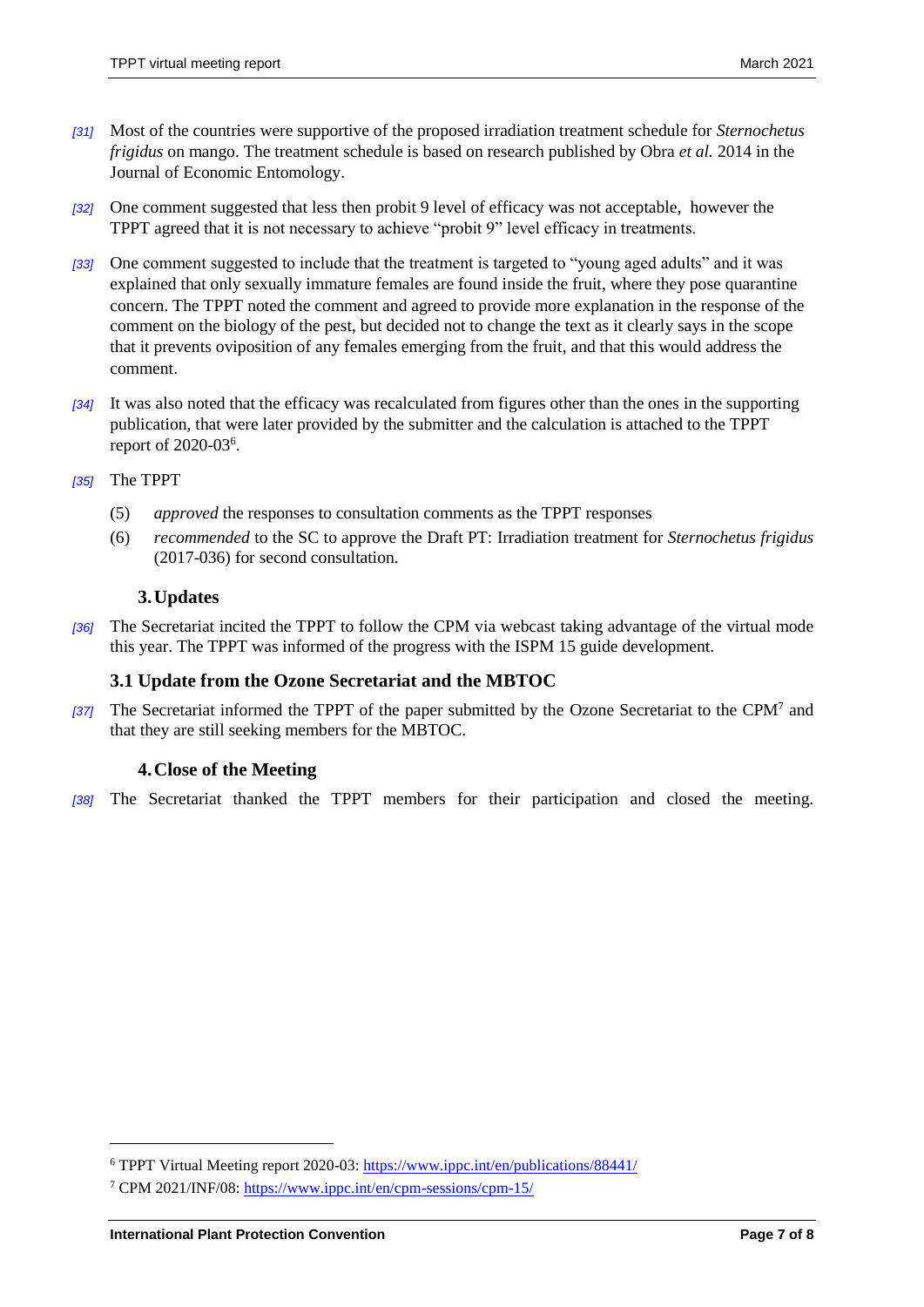[31] Most of the countries were supportive of the proposed irradiation treatment schedule for *Sternochetus frigidus* on mango. The treatment schedule is based on research published by Obra *et al.* 2014 in the Journal of Economic Entomology.

[32] One comment suggested that less then probit 9 level of efficacy was not acceptable, however the TPPT agreed that it is not necessary to achieve "probit 9" level efficacy in treatments.

[33] One comment suggested to include that the treatment is targeted to "young aged adults" and it was explained that only sexually immature females are found inside the fruit, where they pose quarantine concern. The TPPT noted the comment and agreed to provide more explanation in the response of the comment on the biology of the pest, but decided not to change the text as it clearly says in the scope that it prevents oviposition of any females emerging from the fruit, and that this would address the comment.

[34] It was also noted that the efficacy was recalculated from figures other than the ones in the supporting publication, that were later provided by the submitter and the calculation is attached to the TPPT report of 2020-03[6].

[35] The TPPT

(5) *approved* the responses to consultation comments as the TPPT responses

(6) *recommended* to the SC to approve the Draft PT: Irradiation treatment for *Sternochetus frigidus* (2017-036) for second consultation.

## 3. Updates

[36] The Secretariat incited the TPPT to follow the CPM via webcast taking advantage of the virtual mode this year. The TPPT was informed of the progress with the ISPM 15 guide development.

### 3.1 Update from the Ozone Secretariat and the MBTOC

[37] The Secretariat informed the TPPT of the paper submitted by the Ozone Secretariat to the CPM[7] and that they are still seeking members for the MBTOC.

## 4. Close of the Meeting

[38] The Secretariat thanked the TPPT members for their participation and closed the meeting.

---

[6] TPPT Virtual Meeting report 2020-03: https://www.ippc.int/en/publications/88441/

[7] CPM 2021/INF/08: https://www.ippc.int/en/cpm-sessions/cpm-15/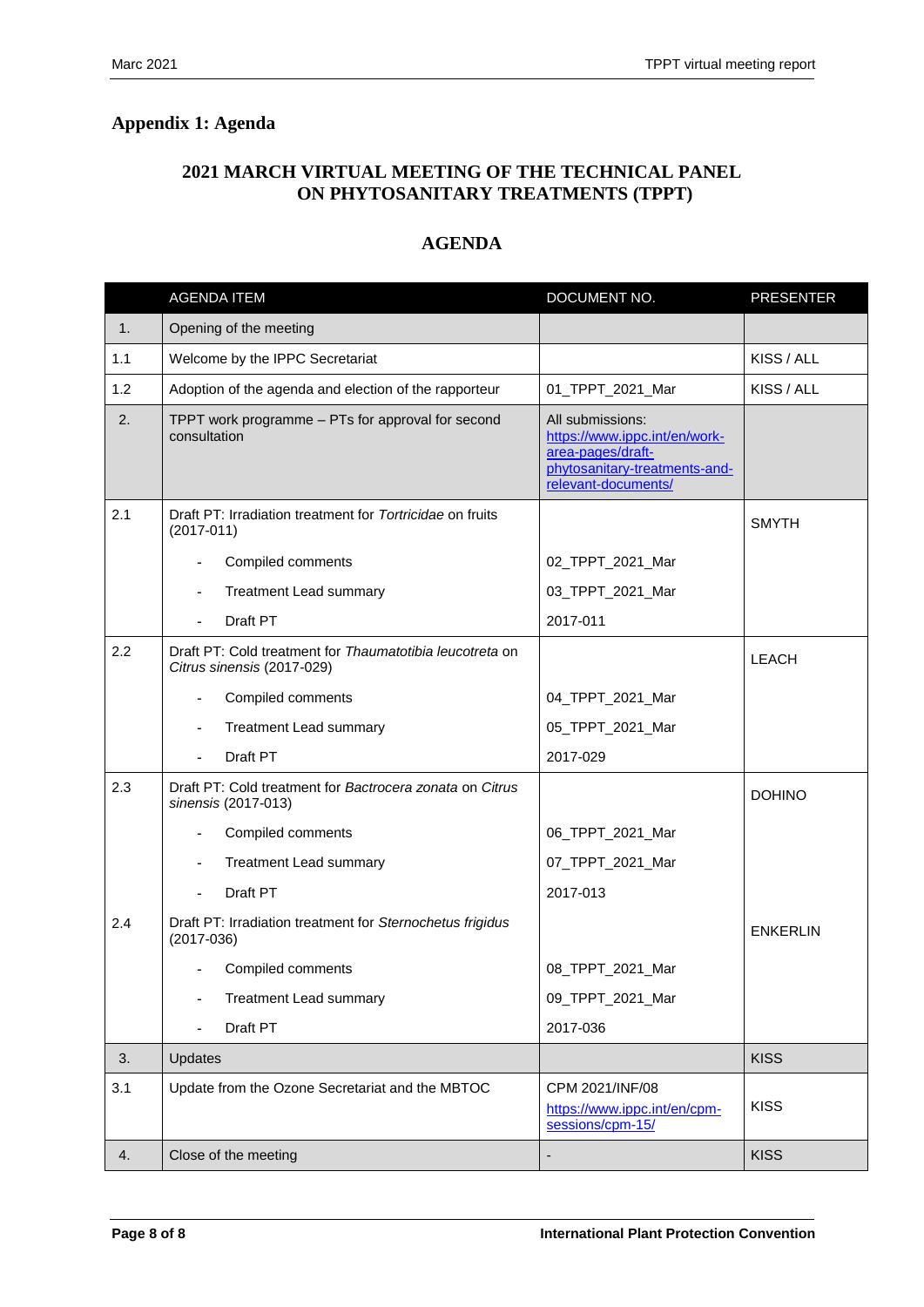## Appendix 1: Agenda

### 2021 MARCH VIRTUAL MEETING OF THE TECHNICAL PANEL ON PHYTOSANITARY TREATMENTS (TPPT)

### AGENDA

| | AGENDA ITEM | DOCUMENT NO. | PRESENTER |
|---|---|---|---|
| 1. | Opening of the meeting | | |
| 1.1 | Welcome by the IPPC Secretariat | | KISS / ALL |
| 1.2 | Adoption of the agenda and election of the rapporteur | 01_TPPT_2021_Mar | KISS / ALL |
| 2. | TPPT work programme – PTs for approval for second consultation | All submissions: [https://www.ippc.int/en/work-area-pages/draft-phytosanitary-treatments-and-relevant-documents/](https://www.ippc.int/en/work-area-pages/draft-phytosanitary-treatments-and-relevant-documents/) | |
| 2.1 | Draft PT: Irradiation treatment for *Tortricidae* on fruits (2017-011) | | SMYTH |
| | - Compiled comments | 02_TPPT_2021_Mar | |
| | - Treatment Lead summary | 03_TPPT_2021_Mar | |
| | - Draft PT | 2017-011 | |
| 2.2 | Draft PT: Cold treatment for *Thaumatotibia leucotreta* on *Citrus sinensis* (2017-029) | | LEACH |
| | - Compiled comments | 04_TPPT_2021_Mar | |
| | - Treatment Lead summary | 05_TPPT_2021_Mar | |
| | - Draft PT | 2017-029 | |
| 2.3 | Draft PT: Cold treatment for *Bactrocera zonata* on *Citrus sinensis* (2017-013) | | DOHINO |
| | - Compiled comments | 06_TPPT_2021_Mar | |
| | - Treatment Lead summary | 07_TPPT_2021_Mar | |
| | - Draft PT | 2017-013 | |
| 2.4 | Draft PT: Irradiation treatment for *Sternochetus frigidus* (2017-036) | | ENKERLIN |
| | - Compiled comments | 08_TPPT_2021_Mar | |
| | - Treatment Lead summary | 09_TPPT_2021_Mar | |
| | - Draft PT | 2017-036 | |
| 3. | Updates | | KISS |
| 3.1 | Update from the Ozone Secretariat and the MBTOC | CPM 2021/INF/08 [https://www.ippc.int/en/cpm-sessions/cpm-15/](https://www.ippc.int/en/cpm-sessions/cpm-15/) | KISS |
| 4. | Close of the meeting | - | KISS |